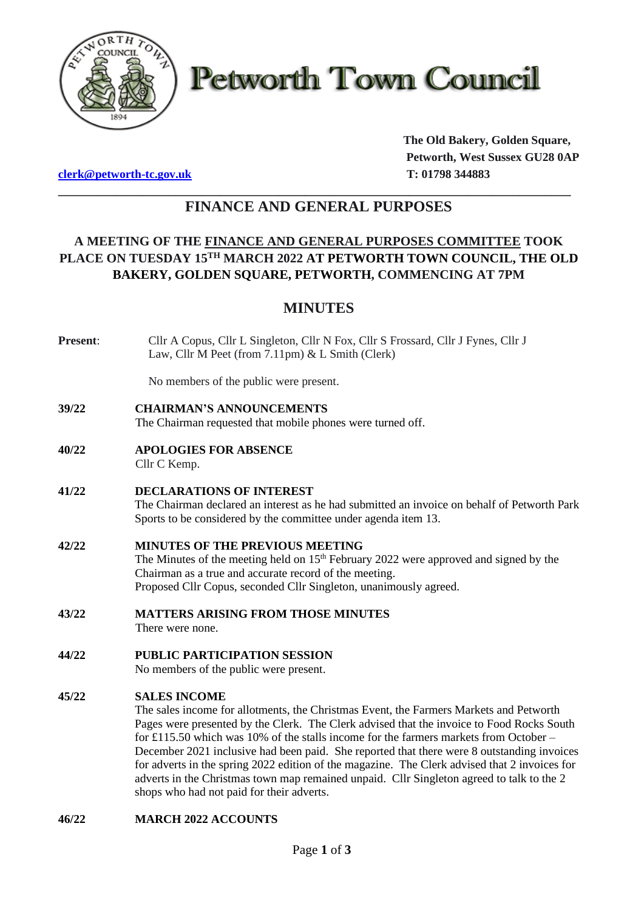# Petworth Town Council

**The Old Bakery, Golden Square,**
**Petworth, West Sussex GU28 0AP**
**T: 01798 344883**

**clerk@petworth-tc.gov.uk**

## FINANCE AND GENERAL PURPOSES

### A MEETING OF THE FINANCE AND GENERAL PURPOSES COMMITTEE TOOK PLACE ON TUESDAY 15TH MARCH 2022 AT PETWORTH TOWN COUNCIL, THE OLD BAKERY, GOLDEN SQUARE, PETWORTH, COMMENCING AT 7PM

## MINUTES

**Present**: Cllr A Copus, Cllr L Singleton, Cllr N Fox, Cllr S Frossard, Cllr J Fynes, Cllr J Law, Cllr M Peet (from 7.11pm) & L Smith (Clerk)

No members of the public were present.

**39/22 CHAIRMAN'S ANNOUNCEMENTS**
The Chairman requested that mobile phones were turned off.

**40/22 APOLOGIES FOR ABSENCE**
Cllr C Kemp.

**41/22 DECLARATIONS OF INTEREST**
The Chairman declared an interest as he had submitted an invoice on behalf of Petworth Park Sports to be considered by the committee under agenda item 13.

**42/22 MINUTES OF THE PREVIOUS MEETING**
The Minutes of the meeting held on 15th February 2022 were approved and signed by the Chairman as a true and accurate record of the meeting.
Proposed Cllr Copus, seconded Cllr Singleton, unanimously agreed.

**43/22 MATTERS ARISING FROM THOSE MINUTES**
There were none.

**44/22 PUBLIC PARTICIPATION SESSION**
No members of the public were present.

**45/22 SALES INCOME**
The sales income for allotments, the Christmas Event, the Farmers Markets and Petworth Pages were presented by the Clerk. The Clerk advised that the invoice to Food Rocks South for £115.50 which was 10% of the stalls income for the farmers markets from October – December 2021 inclusive had been paid. She reported that there were 8 outstanding invoices for adverts in the spring 2022 edition of the magazine. The Clerk advised that 2 invoices for adverts in the Christmas town map remained unpaid. Cllr Singleton agreed to talk to the 2 shops who had not paid for their adverts.

**46/22 MARCH 2022 ACCOUNTS**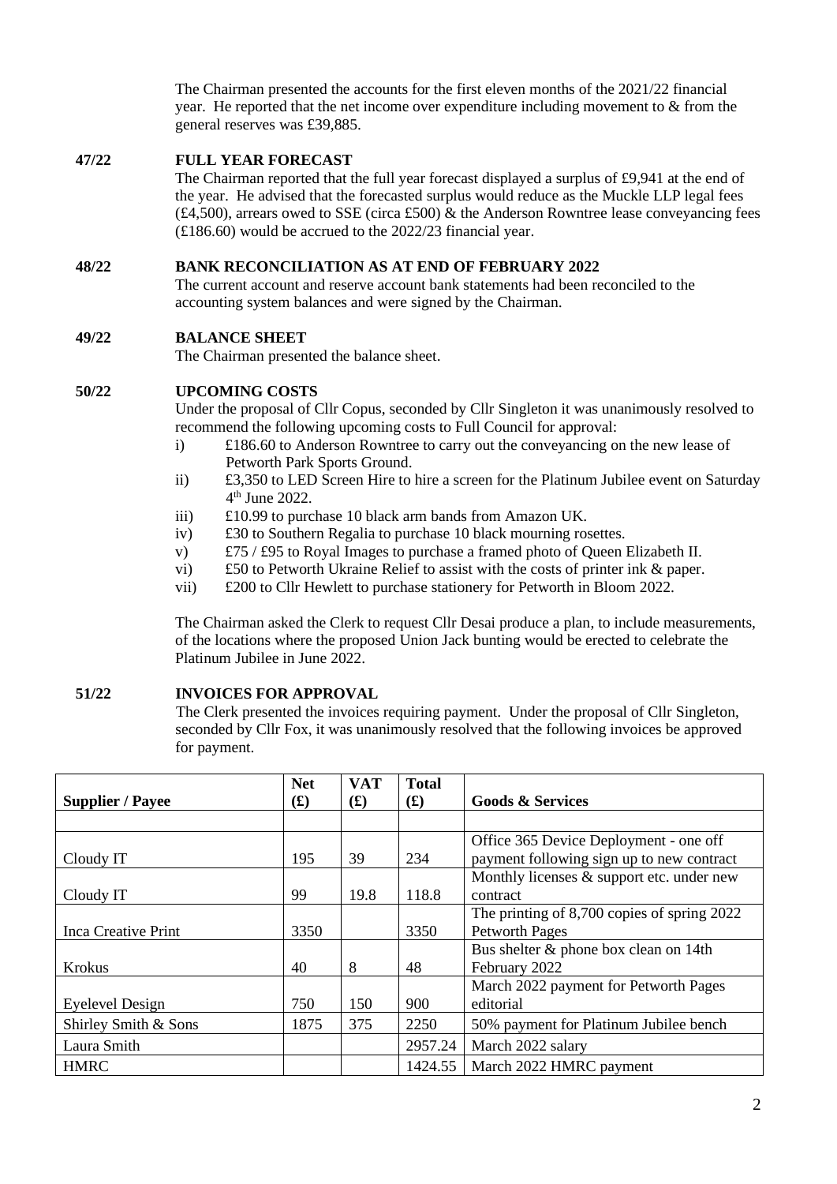The Chairman presented the accounts for the first eleven months of the 2021/22 financial year. He reported that the net income over expenditure including movement to & from the general reserves was £39,885.

**47/22 FULL YEAR FORECAST**

The Chairman reported that the full year forecast displayed a surplus of £9,941 at the end of the year. He advised that the forecasted surplus would reduce as the Muckle LLP legal fees (£4,500), arrears owed to SSE (circa £500) & the Anderson Rowntree lease conveyancing fees (£186.60) would be accrued to the 2022/23 financial year.

**48/22 BANK RECONCILIATION AS AT END OF FEBRUARY 2022**

The current account and reserve account bank statements had been reconciled to the accounting system balances and were signed by the Chairman.

**49/22 BALANCE SHEET**

The Chairman presented the balance sheet.

**50/22 UPCOMING COSTS**

Under the proposal of Cllr Copus, seconded by Cllr Singleton it was unanimously resolved to recommend the following upcoming costs to Full Council for approval:

i) £186.60 to Anderson Rowntree to carry out the conveyancing on the new lease of Petworth Park Sports Ground.
ii) £3,350 to LED Screen Hire to hire a screen for the Platinum Jubilee event on Saturday 4th June 2022.
iii) £10.99 to purchase 10 black arm bands from Amazon UK.
iv) £30 to Southern Regalia to purchase 10 black mourning rosettes.
v) £75 / £95 to Royal Images to purchase a framed photo of Queen Elizabeth II.
vi) £50 to Petworth Ukraine Relief to assist with the costs of printer ink & paper.
vii) £200 to Cllr Hewlett to purchase stationery for Petworth in Bloom 2022.

The Chairman asked the Clerk to request Cllr Desai produce a plan, to include measurements, of the locations where the proposed Union Jack bunting would be erected to celebrate the Platinum Jubilee in June 2022.

**51/22 INVOICES FOR APPROVAL**

The Clerk presented the invoices requiring payment. Under the proposal of Cllr Singleton, seconded by Cllr Fox, it was unanimously resolved that the following invoices be approved for payment.

| Supplier / Payee | Net (£) | VAT (£) | Total (£) | Goods & Services |
|---|---|---|---|---|
| | | | | |
| Cloudy IT | 195 | 39 | 234 | Office 365 Device Deployment - one off payment following sign up to new contract |
| Cloudy IT | 99 | 19.8 | 118.8 | Monthly licenses & support etc. under new contract |
| Inca Creative Print | 3350 | | 3350 | The printing of 8,700 copies of spring 2022 Petworth Pages |
| Krokus | 40 | 8 | 48 | Bus shelter & phone box clean on 14th February 2022 |
| Eyelevel Design | 750 | 150 | 900 | March 2022 payment for Petworth Pages editorial |
| Shirley Smith & Sons | 1875 | 375 | 2250 | 50% payment for Platinum Jubilee bench |
| Laura Smith | | | 2957.24 | March 2022 salary |
| HMRC | | | 1424.55 | March 2022 HMRC payment |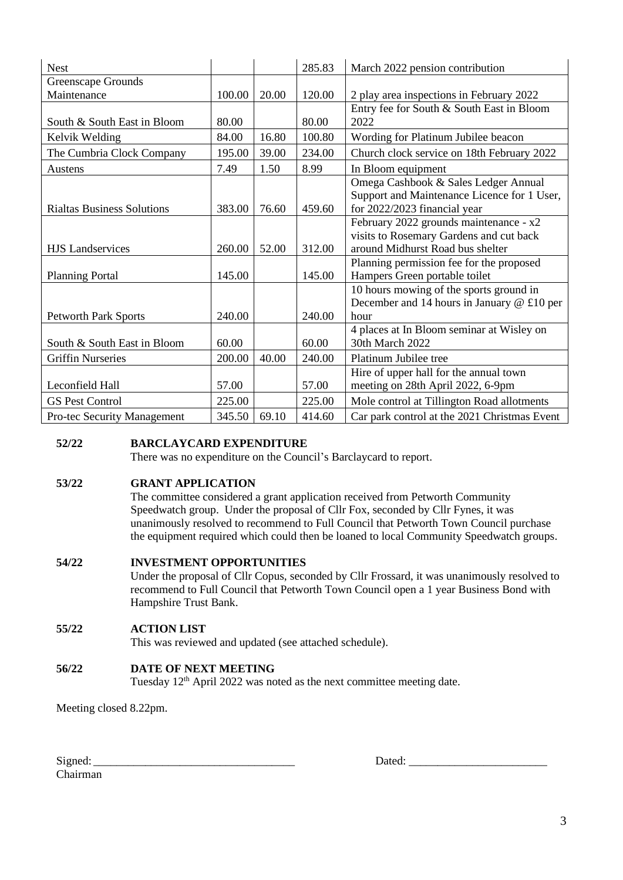| | | | | |
|---|---|---|---|---|
| Nest | | | 285.83 | March 2022 pension contribution |
| Greenscape Grounds Maintenance | 100.00 | 20.00 | 120.00 | 2 play area inspections in February 2022 |
| South & South East in Bloom | 80.00 | | 80.00 | Entry fee for South & South East in Bloom 2022 |
| Kelvik Welding | 84.00 | 16.80 | 100.80 | Wording for Platinum Jubilee beacon |
| The Cumbria Clock Company | 195.00 | 39.00 | 234.00 | Church clock service on 18th February 2022 |
| Austens | 7.49 | 1.50 | 8.99 | In Bloom equipment |
| Rialtas Business Solutions | 383.00 | 76.60 | 459.60 | Omega Cashbook & Sales Ledger Annual Support and Maintenance Licence for 1 User, for 2022/2023 financial year |
| HJS Landservices | 260.00 | 52.00 | 312.00 | February 2022 grounds maintenance - x2 visits to Rosemary Gardens and cut back around Midhurst Road bus shelter |
| Planning Portal | 145.00 | | 145.00 | Planning permission fee for the proposed Hampers Green portable toilet |
| Petworth Park Sports | 240.00 | | 240.00 | 10 hours mowing of the sports ground in December and 14 hours in January @ £10 per hour |
| South & South East in Bloom | 60.00 | | 60.00 | 4 places at In Bloom seminar at Wisley on 30th March 2022 |
| Griffin Nurseries | 200.00 | 40.00 | 240.00 | Platinum Jubilee tree |
| Leconfield Hall | 57.00 | | 57.00 | Hire of upper hall for the annual town meeting on 28th April 2022, 6-9pm |
| GS Pest Control | 225.00 | | 225.00 | Mole control at Tillington Road allotments |
| Pro-tec Security Management | 345.50 | 69.10 | 414.60 | Car park control at the 2021 Christmas Event |

**52/22 BARCLAYCARD EXPENDITURE**

There was no expenditure on the Council's Barclaycard to report.

**53/22 GRANT APPLICATION**

The committee considered a grant application received from Petworth Community Speedwatch group. Under the proposal of Cllr Fox, seconded by Cllr Fynes, it was unanimously resolved to recommend to Full Council that Petworth Town Council purchase the equipment required which could then be loaned to local Community Speedwatch groups.

**54/22 INVESTMENT OPPORTUNITIES**

Under the proposal of Cllr Copus, seconded by Cllr Frossard, it was unanimously resolved to recommend to Full Council that Petworth Town Council open a 1 year Business Bond with Hampshire Trust Bank.

**55/22 ACTION LIST**

This was reviewed and updated (see attached schedule).

**56/22 DATE OF NEXT MEETING**

Tuesday 12th April 2022 was noted as the next committee meeting date.

Meeting closed 8.22pm.

Signed: ___________________________________ Dated: ________________________

Chairman